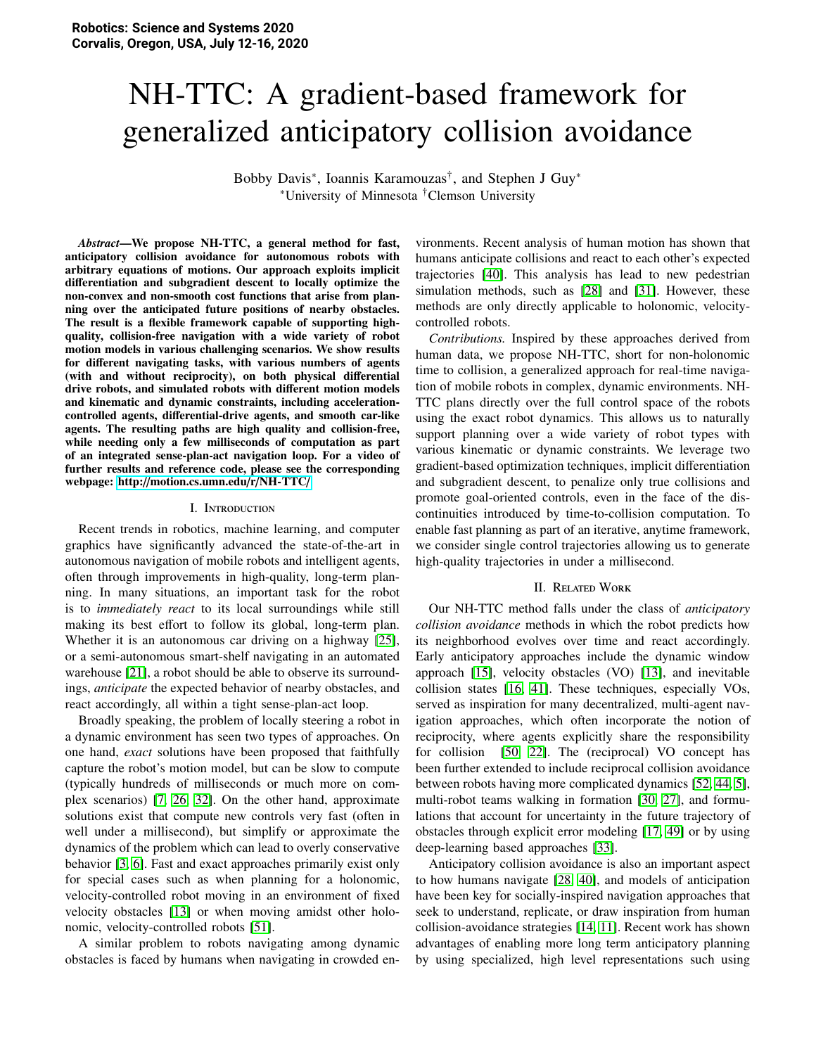# NH-TTC: A gradient-based framework for generalized anticipatory collision avoidance

Bobby Davis[*], Ioannis Karamouzas[†], and Stephen J Guy[*]

[*]University of Minnesota [†]Clemson University

***Abstract*—We propose NH-TTC, a general method for fast, anticipatory collision avoidance for autonomous robots with arbitrary equations of motions. Our approach exploits implicit differentiation and subgradient descent to locally optimize the non-convex and non-smooth cost functions that arise from planning over the anticipated future positions of nearby obstacles. The result is a flexible framework capable of supporting high-quality, collision-free navigation with a wide variety of robot motion models in various challenging scenarios. We show results for different navigating tasks, with various numbers of agents (with and without reciprocity), on both physical differential drive robots, and simulated robots with different motion models and kinematic and dynamic constraints, including acceleration-controlled agents, differential-drive agents, and smooth car-like agents. The resulting paths are high quality and collision-free, while needing only a few milliseconds of computation as part of an integrated sense-plan-act navigation loop. For a video of further results and reference code, please see the corresponding webpage: http://motion.cs.umn.edu/r/NH-TTC/**

## I. Introduction

Recent trends in robotics, machine learning, and computer graphics have significantly advanced the state-of-the-art in autonomous navigation of mobile robots and intelligent agents, often through improvements in high-quality, long-term planning. In many situations, an important task for the robot is to *immediately react* to its local surroundings while still making its best effort to follow its global, long-term plan. Whether it is an autonomous car driving on a highway [25], or a semi-autonomous smart-shelf navigating in an automated warehouse [21], a robot should be able to observe its surroundings, *anticipate* the expected behavior of nearby obstacles, and react accordingly, all within a tight sense-plan-act loop.

Broadly speaking, the problem of locally steering a robot in a dynamic environment has seen two types of approaches. On one hand, *exact* solutions have been proposed that faithfully capture the robot's motion model, but can be slow to compute (typically hundreds of milliseconds or much more on complex scenarios) [7, 26, 32]. On the other hand, approximate solutions exist that compute new controls very fast (often in well under a millisecond), but simplify or approximate the dynamics of the problem which can lead to overly conservative behavior [3, 6]. Fast and exact approaches primarily exist only for special cases such as when planning for a holonomic, velocity-controlled robot moving in an environment of fixed velocity obstacles [13] or when moving amidst other holonomic, velocity-controlled robots [51].

A similar problem to robots navigating among dynamic obstacles is faced by humans when navigating in crowded environments. Recent analysis of human motion has shown that humans anticipate collisions and react to each other's expected trajectories [40]. This analysis has lead to new pedestrian simulation methods, such as [28] and [31]. However, these methods are only directly applicable to holonomic, velocity-controlled robots.

*Contributions.* Inspired by these approaches derived from human data, we propose NH-TTC, short for non-holonomic time to collision, a generalized approach for real-time navigation of mobile robots in complex, dynamic environments. NH-TTC plans directly over the full control space of the robots using the exact robot dynamics. This allows us to naturally support planning over a wide variety of robot types with various kinematic or dynamic constraints. We leverage two gradient-based optimization techniques, implicit differentiation and subgradient descent, to penalize only true collisions and promote goal-oriented controls, even in the face of the discontinuities introduced by time-to-collision computation. To enable fast planning as part of an iterative, anytime framework, we consider single control trajectories allowing us to generate high-quality trajectories in under a millisecond.

## II. Related Work

Our NH-TTC method falls under the class of *anticipatory collision avoidance* methods in which the robot predicts how its neighborhood evolves over time and react accordingly. Early anticipatory approaches include the dynamic window approach [15], velocity obstacles (VO) [13], and inevitable collision states [16, 41]. These techniques, especially VOs, served as inspiration for many decentralized, multi-agent navigation approaches, which often incorporate the notion of reciprocity, where agents explicitly share the responsibility for collision [50, 22]. The (reciprocal) VO concept has been further extended to include reciprocal collision avoidance between robots having more complicated dynamics [52, 44, 5], multi-robot teams walking in formation [30, 27], and formulations that account for uncertainty in the future trajectory of obstacles through explicit error modeling [17, 49] or by using deep-learning based approaches [33].

Anticipatory collision avoidance is also an important aspect to how humans navigate [28, 40], and models of anticipation have been key for socially-inspired navigation approaches that seek to understand, replicate, or draw inspiration from human collision-avoidance strategies [14, 11]. Recent work has shown advantages of enabling more long term anticipatory planning by using specialized, high level representations such using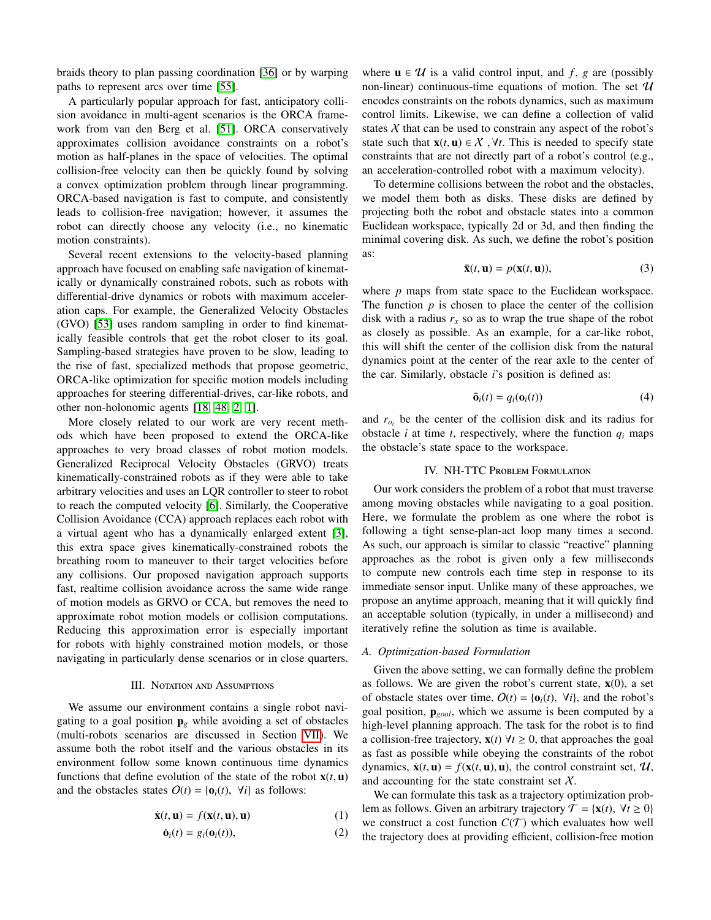braids theory to plan passing coordination [36] or by warping paths to represent arcs over time [55].

A particularly popular approach for fast, anticipatory collision avoidance in multi-agent scenarios is the ORCA framework from van den Berg et al. [51]. ORCA conservatively approximates collision avoidance constraints on a robot's motion as half-planes in the space of velocities. The optimal collision-free velocity can then be quickly found by solving a convex optimization problem through linear programming. ORCA-based navigation is fast to compute, and consistently leads to collision-free navigation; however, it assumes the robot can directly choose any velocity (i.e., no kinematic motion constraints).

Several recent extensions to the velocity-based planning approach have focused on enabling safe navigation of kinematically or dynamically constrained robots, such as robots with differential-drive dynamics or robots with maximum acceleration caps. For example, the Generalized Velocity Obstacles (GVO) [53] uses random sampling in order to find kinematically feasible controls that get the robot closer to its goal. Sampling-based strategies have proven to be slow, leading to the rise of fast, specialized methods that propose geometric, ORCA-like optimization for specific motion models including approaches for steering differential-drives, car-like robots, and other non-holonomic agents [18, 48, 2, 1].

More closely related to our work are very recent methods which have been proposed to extend the ORCA-like approaches to very broad classes of robot motion models. Generalized Reciprocal Velocity Obstacles (GRVO) treats kinematically-constrained robots as if they were able to take arbitrary velocities and uses an LQR controller to steer to robot to reach the computed velocity [6]. Similarly, the Cooperative Collision Avoidance (CCA) approach replaces each robot with a virtual agent who has a dynamically enlarged extent [3], this extra space gives kinematically-constrained robots the breathing room to maneuver to their target velocities before any collisions. Our proposed navigation approach supports fast, realtime collision avoidance across the same wide range of motion models as GRVO or CCA, but removes the need to approximate robot motion models or collision computations. Reducing this approximation error is especially important for robots with highly constrained motion models, or those navigating in particularly dense scenarios or in close quarters.

## III. Notation and Assumptions

We assume our environment contains a single robot navigating to a goal position $\mathbf{p}_g$ while avoiding a set of obstacles (multi-robots scenarios are discussed in Section VII). We assume both the robot itself and the various obstacles in its environment follow some known continuous time dynamics functions that define evolution of the state of the robot $\mathbf{x}(t, \mathbf{u})$ and the obstacles states $O(t) = \{\mathbf{o}_i(t), \ \forall i\}$ as follows:

$$\dot{\mathbf{x}}(t, \mathbf{u}) = f(\mathbf{x}(t, \mathbf{u}), \mathbf{u}) \tag{1}$$

$$\dot{\mathbf{o}}_i(t) = g_i(\mathbf{o}_i(t)), \tag{2}$$

where $\mathbf{u} \in \mathcal{U}$ is a valid control input, and $f$, $g$ are (possibly non-linear) continuous-time equations of motion. The set $\mathcal{U}$ encodes constraints on the robots dynamics, such as maximum control limits. Likewise, we can define a collection of valid states $\mathcal{X}$ that can be used to constrain any aspect of the robot's state such that $\mathbf{x}(t, \mathbf{u}) \in \mathcal{X}$ , $\forall t$. This is needed to specify state constraints that are not directly part of a robot's control (e.g., an acceleration-controlled robot with a maximum velocity).

To determine collisions between the robot and the obstacles, we model them both as disks. These disks are defined by projecting both the robot and obstacle states into a common Euclidean workspace, typically 2d or 3d, and then finding the minimal covering disk. As such, we define the robot's position as:

$$\bar{\mathbf{x}}(t, \mathbf{u}) = p(\mathbf{x}(t, \mathbf{u})), \tag{3}$$

where $p$ maps from state space to the Euclidean workspace. The function $p$ is chosen to place the center of the collision disk with a radius $r_x$ so as to wrap the true shape of the robot as closely as possible. As an example, for a car-like robot, this will shift the center of the collision disk from the natural dynamics point at the center of the rear axle to the center of the car. Similarly, obstacle $i$'s position is defined as:

$$\bar{\mathbf{o}}_i(t) = q_i(\mathbf{o}_i(t)) \tag{4}$$

and $r_{o_i}$ be the center of the collision disk and its radius for obstacle $i$ at time $t$, respectively, where the function $q_i$ maps the obstacle's state space to the workspace.

## IV. NH-TTC Problem Formulation

Our work considers the problem of a robot that must traverse among moving obstacles while navigating to a goal position. Here, we formulate the problem as one where the robot is following a tight sense-plan-act loop many times a second. As such, our approach is similar to classic "reactive" planning approaches as the robot is given only a few milliseconds to compute new controls each time step in response to its immediate sensor input. Unlike many of these approaches, we propose an anytime approach, meaning that it will quickly find an acceptable solution (typically, in under a millisecond) and iteratively refine the solution as time is available.

### A. Optimization-based Formulation

Given the above setting, we can formally define the problem as follows. We are given the robot's current state, $\mathbf{x}(0)$, a set of obstacle states over time, $O(t) = \{\mathbf{o}_i(t), \ \forall i\}$, and the robot's goal position, $\mathbf{p}_{goal}$, which we assume is been computed by a high-level planning approach. The task for the robot is to find a collision-free trajectory, $\mathbf{x}(t) \ \forall t \geq 0$, that approaches the goal as fast as possible while obeying the constraints of the robot dynamics, $\dot{\mathbf{x}}(t, \mathbf{u}) = f(\mathbf{x}(t, \mathbf{u}), \mathbf{u})$, the control constraint set, $\mathcal{U}$, and accounting for the state constraint set $\mathcal{X}$.

We can formulate this task as a trajectory optimization problem as follows. Given an arbitrary trajectory $\mathcal{T} = \{\mathbf{x}(t), \ \forall t \geq 0\}$ we construct a cost function $C(\mathcal{T})$ which evaluates how well the trajectory does at providing efficient, collision-free motion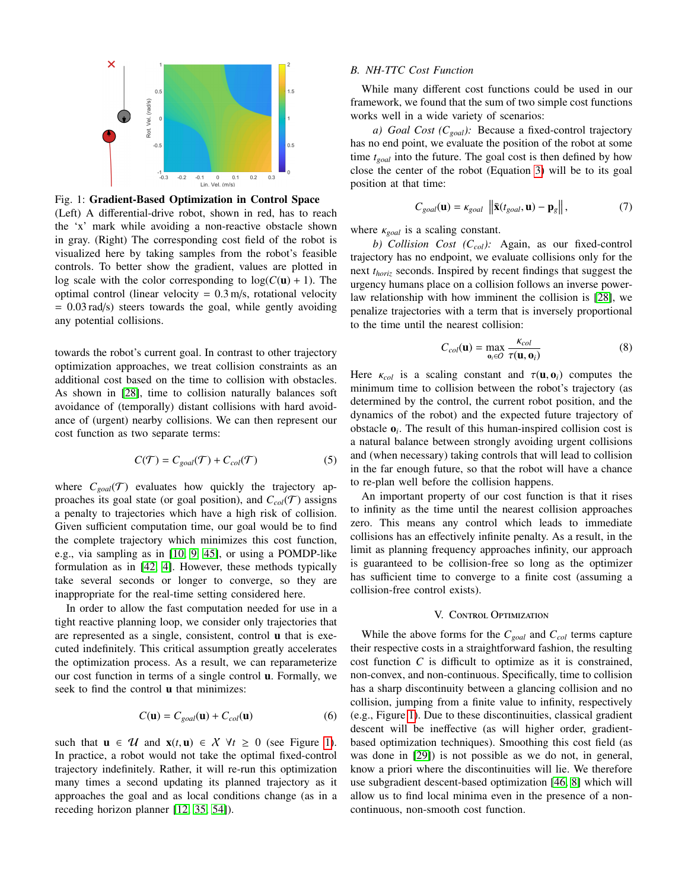Fig. 1: **Gradient-Based Optimization in Control Space** (Left) A differential-drive robot, shown in red, has to reach the 'x' mark while avoiding a non-reactive obstacle shown in gray. (Right) The corresponding cost field of the robot is visualized here by taking samples from the robot's feasible controls. To better show the gradient, values are plotted in log scale with the color corresponding to $\log(C(\mathbf{u}) + 1)$. The optimal control (linear velocity = 0.3 m/s, rotational velocity = 0.03 rad/s) steers towards the goal, while gently avoiding any potential collisions.

towards the robot's current goal. In contrast to other trajectory optimization approaches, we treat collision constraints as an additional cost based on the time to collision with obstacles. As shown in [28], time to collision naturally balances soft avoidance of (temporally) distant collisions with hard avoidance of (urgent) nearby collisions. We can then represent our cost function as two separate terms:

$$C(\mathcal{T}) = C_{goal}(\mathcal{T}) + C_{col}(\mathcal{T}) \tag{5}$$

where $C_{goal}(\mathcal{T})$ evaluates how quickly the trajectory approaches its goal state (or goal position), and $C_{col}(\mathcal{T})$ assigns a penalty to trajectories which have a high risk of collision. Given sufficient computation time, our goal would be to find the complete trajectory which minimizes this cost function, e.g., via sampling as in [10, 9, 45], or using a POMDP-like formulation as in [42, 4]. However, these methods typically take several seconds or longer to converge, so they are inappropriate for the real-time setting considered here.

In order to allow the fast computation needed for use in a tight reactive planning loop, we consider only trajectories that are represented as a single, consistent, control $\mathbf{u}$ that is executed indefinitely. This critical assumption greatly accelerates the optimization process. As a result, we can reparameterize our cost function in terms of a single control $\mathbf{u}$. Formally, we seek to find the control $\mathbf{u}$ that minimizes:

$$C(\mathbf{u}) = C_{goal}(\mathbf{u}) + C_{col}(\mathbf{u}) \tag{6}$$

such that $\mathbf{u} \in \mathcal{U}$ and $\mathbf{x}(t, \mathbf{u}) \in \mathcal{X} \ \forall t \geq 0$ (see Figure 1). In practice, a robot would not take the optimal fixed-control trajectory indefinitely. Rather, it will re-run this optimization many times a second updating its planned trajectory as it approaches the goal and as local conditions change (as in a receding horizon planner [12, 35, 54]).

### B. NH-TTC Cost Function

While many different cost functions could be used in our framework, we found that the sum of two simple cost functions works well in a wide variety of scenarios:

*a) Goal Cost ($C_{goal}$):* Because a fixed-control trajectory has no end point, we evaluate the position of the robot at some time $t_{goal}$ into the future. The goal cost is then defined by how close the center of the robot (Equation 3) will be to its goal position at that time:

$$C_{goal}(\mathbf{u}) = \kappa_{goal} \left\| \bar{\mathbf{x}}(t_{goal}, \mathbf{u}) - \mathbf{p}_g \right\|, \tag{7}$$

where $\kappa_{goal}$ is a scaling constant.

*b) Collision Cost ($C_{col}$):* Again, as our fixed-control trajectory has no endpoint, we evaluate collisions only for the next $t_{horiz}$ seconds. Inspired by recent findings that suggest the urgency humans place on a collision follows an inverse power-law relationship with how imminent the collision is [28], we penalize trajectories with a term that is inversely proportional to the time until the nearest collision:

$$C_{col}(\mathbf{u}) = \max_{\mathbf{o}_i \in O} \frac{\kappa_{col}}{\tau(\mathbf{u}, \mathbf{o}_i)} \tag{8}$$

Here $\kappa_{col}$ is a scaling constant and $\tau(\mathbf{u}, \mathbf{o}_i)$ computes the minimum time to collision between the robot's trajectory (as determined by the control, the current robot position, and the dynamics of the robot) and the expected future trajectory of obstacle $\mathbf{o}_i$. The result of this human-inspired collision cost is a natural balance between strongly avoiding urgent collisions and (when necessary) taking controls that will lead to collision in the far enough future, so that the robot will have a chance to re-plan well before the collision happens.

An important property of our cost function is that it rises to infinity as the time until the nearest collision approaches zero. This means any control which leads to immediate collisions has an effectively infinite penalty. As a result, in the limit as planning frequency approaches infinity, our approach is guaranteed to be collision-free so long as the optimizer has sufficient time to converge to a finite cost (assuming a collision-free control exists).

## V. Control Optimization

While the above forms for the $C_{goal}$ and $C_{col}$ terms capture their respective costs in a straightforward fashion, the resulting cost function $C$ is difficult to optimize as it is constrained, non-convex, and non-continuous. Specifically, time to collision has a sharp discontinuity between a glancing collision and no collision, jumping from a finite value to infinity, respectively (e.g., Figure 1). Due to these discontinuities, classical gradient descent will be ineffective (as will higher order, gradient-based optimization techniques). Smoothing this cost field (as was done in [29]) is not possible as we do not, in general, know a priori where the discontinuities will lie. We therefore use subgradient descent-based optimization [46, 8] which will allow us to find local minima even in the presence of a non-continuous, non-smooth cost function.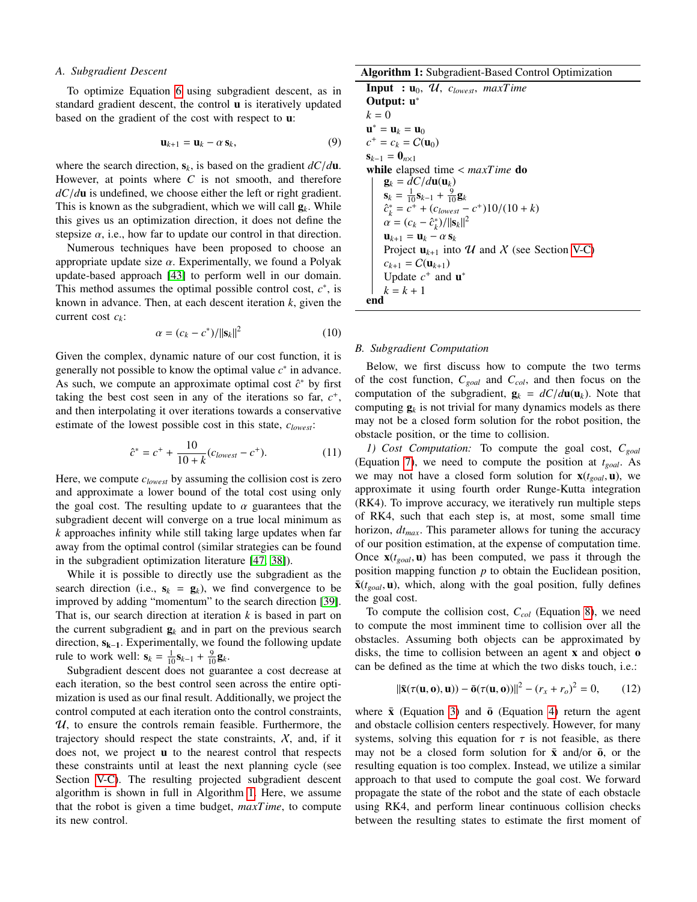### A. Subgradient Descent

To optimize Equation 6 using subgradient descent, as in standard gradient descent, the control $\mathbf{u}$ is iteratively updated based on the gradient of the cost with respect to $\mathbf{u}$:

$$\mathbf{u}_{k+1} = \mathbf{u}_k - \alpha\, \mathbf{s}_k, \tag{9}$$

where the search direction, $\mathbf{s}_k$, is based on the gradient $dC/d\mathbf{u}$. However, at points where $C$ is not smooth, and therefore $dC/d\mathbf{u}$ is undefined, we choose either the left or right gradient. This is known as the subgradient, which we will call $\mathbf{g}_k$. While this gives us an optimization direction, it does not define the stepsize $\alpha$, i.e., how far to update our control in that direction.

Numerous techniques have been proposed to choose an appropriate update size $\alpha$. Experimentally, we found a Polyak update-based approach [43] to perform well in our domain. This method assumes the optimal possible control cost, $c^*$, is known in advance. Then, at each descent iteration $k$, given the current cost $c_k$:

$$\alpha = (c_k - c^*)/\|\mathbf{s}_k\|^2 \tag{10}$$

Given the complex, dynamic nature of our cost function, it is generally not possible to know the optimal value $c^*$ in advance. As such, we compute an approximate optimal cost $\hat{c}^*$ by first taking the best cost seen in any of the iterations so far, $c^+$, and then interpolating it over iterations towards a conservative estimate of the lowest possible cost in this state, $c_{lowest}$:

$$\hat{c}^* = c^+ + \frac{10}{10+k}(c_{lowest} - c^+). \tag{11}$$

Here, we compute $c_{lowest}$ by assuming the collision cost is zero and approximate a lower bound of the total cost using only the goal cost. The resulting update to $\alpha$ guarantees that the subgradient decent will converge on a true local minimum as $k$ approaches infinity while still taking large updates when far away from the optimal control (similar strategies can be found in the subgradient optimization literature [47, 38]).

While it is possible to directly use the subgradient as the search direction (i.e., $\mathbf{s}_k = \mathbf{g}_k$), we find convergence to be improved by adding "momentum" to the search direction [39]. That is, our search direction at iteration $k$ is based in part on the current subgradient $\mathbf{g}_k$ and in part on the previous search direction, $\mathbf{s}_{k-1}$. Experimentally, we found the following update rule to work well: $\mathbf{s}_k = \frac{1}{10}\mathbf{s}_{k-1} + \frac{9}{10}\mathbf{g}_k$.

Subgradient descent does not guarantee a cost decrease at each iteration, so the best control seen across the entire optimization is used as our final result. Additionally, we project the control computed at each iteration onto the control constraints, $\mathcal{U}$, to ensure the controls remain feasible. Furthermore, the trajectory should respect the state constraints, $\mathcal{X}$, and, if it does not, we project $\mathbf{u}$ to the nearest control that respects these constraints until at least the next planning cycle (see Section V-C). The resulting projected subgradient descent algorithm is shown in full in Algorithm 1. Here, we assume that the robot is given a time budget, *maxTime*, to compute its new control.

**Algorithm 1:** Subgradient-Based Control Optimization

```
Input  : u_0, 𝒰, c_lowest, maxTime
Output: u*
k = 0
u* = u_k = u_0
c+ = c_k = C(u_0)
s_{k-1} = 0_{n×1}
while elapsed time < maxTime do
    g_k = dC/du(u_k)
    s_k = (1/10) s_{k-1} + (9/10) g_k
    ĉ*_k = c+ + (c_lowest − c+)10/(10 + k)
    α = (c_k − ĉ*_k)/||s_k||^2
    u_{k+1} = u_k − α s_k
    Project u_{k+1} into 𝒰 and 𝒳 (see Section V-C)
    c_{k+1} = C(u_{k+1})
    Update c+ and u*
    k = k + 1
end
```

### B. Subgradient Computation

Below, we first discuss how to compute the two terms of the cost function, $C_{goal}$ and $C_{col}$, and then focus on the computation of the subgradient, $\mathbf{g}_k = dC/d\mathbf{u}(\mathbf{u}_k)$. Note that computing $\mathbf{g}_k$ is not trivial for many dynamics models as there may not be a closed form solution for the robot position, the obstacle position, or the time to collision.

*1) Cost Computation:* To compute the goal cost, $C_{goal}$ (Equation 7), we need to compute the position at $t_{goal}$. As we may not have a closed form solution for $\mathbf{x}(t_{goal}, \mathbf{u})$, we approximate it using fourth order Runge-Kutta integration (RK4). To improve accuracy, we iteratively run multiple steps of RK4, such that each step is, at most, some small time horizon, $dt_{max}$. This parameter allows for tuning the accuracy of our position estimation, at the expense of computation time. Once $\mathbf{x}(t_{goal}, \mathbf{u})$ has been computed, we pass it through the position mapping function $p$ to obtain the Euclidean position, $\bar{\mathbf{x}}(t_{goal}, \mathbf{u})$, which, along with the goal position, fully defines the goal cost.

To compute the collision cost, $C_{col}$ (Equation 8), we need to compute the most imminent time to collision over all the obstacles. Assuming both objects can be approximated by disks, the time to collision between an agent $\mathbf{x}$ and object $\mathbf{o}$ can be defined as the time at which the two disks touch, i.e.:

$$\|\bar{\mathbf{x}}(\tau(\mathbf{u}, \mathbf{o}), \mathbf{u})) - \bar{\mathbf{o}}(\tau(\mathbf{u}, \mathbf{o}))\|^2 - (r_x + r_o)^2 = 0, \tag{12}$$

where $\bar{\mathbf{x}}$ (Equation 3) and $\bar{\mathbf{o}}$ (Equation 4) return the agent and obstacle collision centers respectively. However, for many systems, solving this equation for $\tau$ is not feasible, as there may not be a closed form solution for $\bar{\mathbf{x}}$ and/or $\bar{\mathbf{o}}$, or the resulting equation is too complex. Instead, we utilize a similar approach to that used to compute the goal cost. We forward propagate the state of the robot and the state of each obstacle using RK4, and perform linear continuous collision checks between the resulting states to estimate the first moment of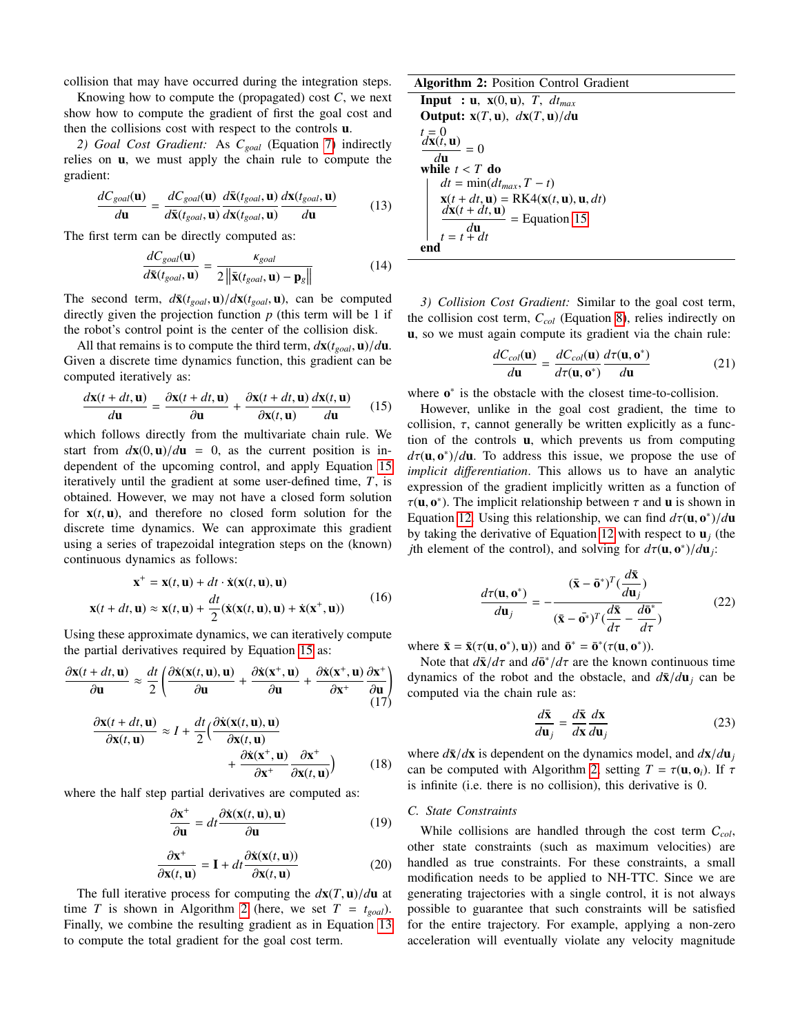collision that may have occurred during the integration steps.

Knowing how to compute the (propagated) cost $C$, we next show how to compute the gradient of first the goal cost and then the collisions cost with respect to the controls $\mathbf{u}$.

*2) Goal Cost Gradient:* As $C_{goal}$ (Equation 7) indirectly relies on $\mathbf{u}$, we must apply the chain rule to compute the gradient:

$$\frac{dC_{goal}(\mathbf{u})}{d\mathbf{u}} = \frac{dC_{goal}(\mathbf{u})}{d\bar{\mathbf{x}}(t_{goal}, \mathbf{u})} \frac{d\bar{\mathbf{x}}(t_{goal}, \mathbf{u})}{d\mathbf{x}(t_{goal}, \mathbf{u})} \frac{d\mathbf{x}(t_{goal}, \mathbf{u})}{d\mathbf{u}} \tag{13}$$

The first term can be directly computed as:

$$\frac{dC_{goal}(\mathbf{u})}{d\bar{\mathbf{x}}(t_{goal}, \mathbf{u})} = \frac{\kappa_{goal}}{2\left\|\bar{\mathbf{x}}(t_{goal}, \mathbf{u}) - \mathbf{p}_g\right\|} \tag{14}$$

The second term, $d\bar{\mathbf{x}}(t_{goal}, \mathbf{u})/d\mathbf{x}(t_{goal}, \mathbf{u})$, can be computed directly given the projection function $p$ (this term will be 1 if the robot's control point is the center of the collision disk.

All that remains is to compute the third term, $d\mathbf{x}(t_{goal}, \mathbf{u})/d\mathbf{u}$. Given a discrete time dynamics function, this gradient can be computed iteratively as:

$$\frac{d\mathbf{x}(t+dt, \mathbf{u})}{d\mathbf{u}} = \frac{\partial \mathbf{x}(t+dt, \mathbf{u})}{\partial \mathbf{u}} + \frac{\partial \mathbf{x}(t+dt, \mathbf{u})}{\partial \mathbf{x}(t, \mathbf{u})} \frac{d\mathbf{x}(t, \mathbf{u})}{d\mathbf{u}} \tag{15}$$

which follows directly from the multivariate chain rule. We start from $d\mathbf{x}(0, \mathbf{u})/d\mathbf{u} = 0$, as the current position is independent of the upcoming control, and apply Equation 15 iteratively until the gradient at some user-defined time, $T$, is obtained. However, we may not have a closed form solution for $\mathbf{x}(t, \mathbf{u})$, and therefore no closed form solution for the discrete time dynamics. We can approximate this gradient using a series of trapezoidal integration steps on the (known) continuous dynamics as follows:

$$\begin{aligned} \mathbf{x}^+ &= \mathbf{x}(t, \mathbf{u}) + dt \cdot \dot{\mathbf{x}}(\mathbf{x}(t, \mathbf{u}), \mathbf{u}) \\ \mathbf{x}(t+dt, \mathbf{u}) &\approx \mathbf{x}(t, \mathbf{u}) + \frac{dt}{2}(\dot{\mathbf{x}}(\mathbf{x}(t, \mathbf{u}), \mathbf{u}) + \dot{\mathbf{x}}(\mathbf{x}^+, \mathbf{u})) \end{aligned} \tag{16}$$

Using these approximate dynamics, we can iteratively compute the partial derivatives required by Equation 15 as:

$$\frac{\partial \mathbf{x}(t+dt, \mathbf{u})}{\partial \mathbf{u}} \approx \frac{dt}{2}\left(\frac{\partial \dot{\mathbf{x}}(\mathbf{x}(t, \mathbf{u}), \mathbf{u})}{\partial \mathbf{u}} + \frac{\partial \dot{\mathbf{x}}(\mathbf{x}^+, \mathbf{u})}{\partial \mathbf{u}} + \frac{\partial \dot{\mathbf{x}}(\mathbf{x}^+, \mathbf{u})}{\partial \mathbf{x}^+} \frac{\partial \mathbf{x}^+}{\partial \mathbf{u}}\right) \tag{17}$$

$$\frac{\partial \mathbf{x}(t+dt, \mathbf{u})}{\partial \mathbf{x}(t, \mathbf{u})} \approx I + \frac{dt}{2}\Big(\frac{\partial \dot{\mathbf{x}}(\mathbf{x}(t, \mathbf{u}), \mathbf{u})}{\partial \mathbf{x}(t, \mathbf{u})} + \frac{\partial \dot{\mathbf{x}}(\mathbf{x}^+, \mathbf{u})}{\partial \mathbf{x}^+} \frac{\partial \mathbf{x}^+}{\partial \mathbf{x}(t, \mathbf{u})}\Big) \tag{18}$$

where the half step partial derivatives are computed as:

$$\frac{\partial \mathbf{x}^+}{\partial \mathbf{u}} = dt \frac{\partial \dot{\mathbf{x}}(\mathbf{x}(t, \mathbf{u}), \mathbf{u})}{\partial \mathbf{u}} \tag{19}$$

$$\frac{\partial \mathbf{x}^+}{\partial \mathbf{x}(t, \mathbf{u})} = \mathbf{I} + dt \frac{\partial \dot{\mathbf{x}}(\mathbf{x}(t, \mathbf{u}))}{\partial \mathbf{x}(t, \mathbf{u})} \tag{20}$$

The full iterative process for computing the $d\mathbf{x}(T, \mathbf{u})/d\mathbf{u}$ at time $T$ is shown in Algorithm 2 (here, we set $T = t_{goal}$). Finally, we combine the resulting gradient as in Equation 13 to compute the total gradient for the goal cost term.

**Algorithm 2:** Position Control Gradient

```
Input  : u, x(0,u), T, dt_max
Output: x(T,u), dx(T,u)/du
t = 0
dx(t,u)/du = 0
while t < T do
    dt = min(dt_max, T − t)
    x(t + dt, u) = RK4(x(t,u), u, dt)
    dx(t + dt, u)/du = Equation 15
    t = t + dt
end
```

*3) Collision Cost Gradient:* Similar to the goal cost term, the collision cost term, $C_{col}$ (Equation 8), relies indirectly on $\mathbf{u}$, so we must again compute its gradient via the chain rule:

$$\frac{dC_{col}(\mathbf{u})}{d\mathbf{u}} = \frac{dC_{col}(\mathbf{u})}{d\tau(\mathbf{u}, \mathbf{o}^*)} \frac{d\tau(\mathbf{u}, \mathbf{o}^*)}{d\mathbf{u}} \tag{21}$$

where $\mathbf{o}^*$ is the obstacle with the closest time-to-collision.

However, unlike in the goal cost gradient, the time to collision, $\tau$, cannot generally be written explicitly as a function of the controls $\mathbf{u}$, which prevents us from computing $d\tau(\mathbf{u}, \mathbf{o}^*)/d\mathbf{u}$. To address this issue, we propose the use of *implicit differentiation*. This allows us to have an analytic expression of the gradient implicitly written as a function of $\tau(\mathbf{u}, \mathbf{o}^*)$. The implicit relationship between $\tau$ and $\mathbf{u}$ is shown in Equation 12. Using this relationship, we can find $d\tau(\mathbf{u}, \mathbf{o}^*)/d\mathbf{u}$ by taking the derivative of Equation 12 with respect to $\mathbf{u}_j$ (the $j$th element of the control), and solving for $d\tau(\mathbf{u}, \mathbf{o}^*)/d\mathbf{u}_j$:

$$\frac{d\tau(\mathbf{u}, \mathbf{o}^*)}{d\mathbf{u}_j} = -\frac{(\bar{\mathbf{x}} - \bar{\mathbf{o}}^*)^T(\frac{d\bar{\mathbf{x}}}{d\mathbf{u}_j})}{(\bar{\mathbf{x}} - \bar{\mathbf{o}}^*)^T(\frac{d\bar{\mathbf{x}}}{d\tau} - \frac{d\bar{\mathbf{o}}^*}{d\tau})} \tag{22}$$

where $\bar{\mathbf{x}} = \bar{\mathbf{x}}(\tau(\mathbf{u}, \mathbf{o}^*), \mathbf{u}))$ and $\bar{\mathbf{o}}^* = \bar{\mathbf{o}}^*(\tau(\mathbf{u}, \mathbf{o}^*))$.

Note that $d\bar{\mathbf{x}}/d\tau$ and $d\bar{\mathbf{o}}^*/d\tau$ are the known continuous time dynamics of the robot and the obstacle, and $d\bar{\mathbf{x}}/d\mathbf{u}_j$ can be computed via the chain rule as:

$$\frac{d\bar{\mathbf{x}}}{d\mathbf{u}_j} = \frac{d\bar{\mathbf{x}}}{d\mathbf{x}} \frac{d\mathbf{x}}{d\mathbf{u}_j} \tag{23}$$

where $d\bar{\mathbf{x}}/d\mathbf{x}$ is dependent on the dynamics model, and $d\mathbf{x}/d\mathbf{u}_j$ can be computed with Algorithm 2, setting $T = \tau(\mathbf{u}, \mathbf{o}_i)$. If $\tau$ is infinite (i.e. there is no collision), this derivative is 0.

### C. State Constraints

While collisions are handled through the cost term $C_{col}$, other state constraints (such as maximum velocities) are handled as true constraints. For these constraints, a small modification needs to be applied to NH-TTC. Since we are generating trajectories with a single control, it is not always possible to guarantee that such constraints will be satisfied for the entire trajectory. For example, applying a non-zero acceleration will eventually violate any velocity magnitude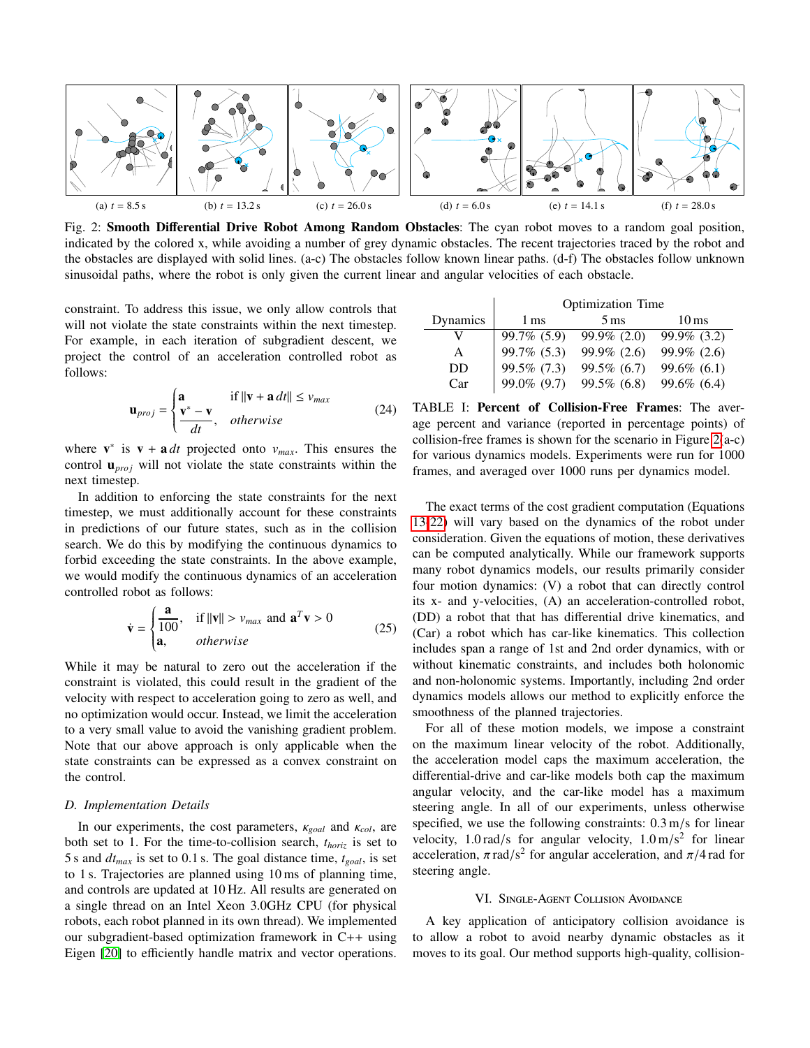(a) $t = 8.5\,\text{s}$ (b) $t = 13.2\,\text{s}$ (c) $t = 26.0\,\text{s}$ (d) $t = 6.0\,\text{s}$ (e) $t = 14.1\,\text{s}$ (f) $t = 28.0\,\text{s}$

Fig. 2: **Smooth Differential Drive Robot Among Random Obstacles**: The cyan robot moves to a random goal position, indicated by the colored x, while avoiding a number of grey dynamic obstacles. The recent trajectories traced by the robot and the obstacles are displayed with solid lines. (a-c) The obstacles follow known linear paths. (d-f) The obstacles follow unknown sinusoidal paths, where the robot is only given the current linear and angular velocities of each obstacle.

constraint. To address this issue, we only allow controls that will not violate the state constraints within the next timestep. For example, in each iteration of subgradient descent, we project the control of an acceleration controlled robot as follows:

$$\mathbf{u}_{proj} = \begin{cases} \mathbf{a} & \text{if } \|\mathbf{v} + \mathbf{a}\,dt\| \le v_{max} \\ \dfrac{\mathbf{v}^* - \mathbf{v}}{dt}, & otherwise \end{cases} \tag{24}$$

where $\mathbf{v}^*$ is $\mathbf{v} + \mathbf{a}\,dt$ projected onto $v_{max}$. This ensures the control $\mathbf{u}_{proj}$ will not violate the state constraints within the next timestep.

In addition to enforcing the state constraints for the next timestep, we must additionally account for these constraints in predictions of our future states, such as in the collision search. We do this by modifying the continuous dynamics to forbid exceeding the state constraints. In the above example, we would modify the continuous dynamics of an acceleration controlled robot as follows:

$$\dot{\mathbf{v}} = \begin{cases} \dfrac{\mathbf{a}}{100}, & \text{if } \|\mathbf{v}\| > v_{max} \text{ and } \mathbf{a}^T\mathbf{v} > 0 \\ \mathbf{a}, & otherwise \end{cases} \tag{25}$$

While it may be natural to zero out the acceleration if the constraint is violated, this could result in the gradient of the velocity with respect to acceleration going to zero as well, and no optimization would occur. Instead, we limit the acceleration to a very small value to avoid the vanishing gradient problem. Note that our above approach is only applicable when the state constraints can be expressed as a convex constraint on the control.

### D. Implementation Details

In our experiments, the cost parameters, $\kappa_{goal}$ and $\kappa_{col}$, are both set to 1. For the time-to-collision search, $t_{horiz}$ is set to 5 s and $dt_{max}$ is set to 0.1 s. The goal distance time, $t_{goal}$, is set to 1 s. Trajectories are planned using 10 ms of planning time, and controls are updated at 10 Hz. All results are generated on a single thread on an Intel Xeon 3.0GHz CPU (for physical robots, each robot planned in its own thread). We implemented our subgradient-based optimization framework in C++ using Eigen [20] to efficiently handle matrix and vector operations.

| Dynamics | Optimization Time 1 ms | 5 ms | 10 ms |
|---|---|---|---|
| V | 99.7% (5.9) | 99.9% (2.0) | 99.9% (3.2) |
| A | 99.7% (5.3) | 99.9% (2.6) | 99.9% (2.6) |
| DD | 99.5% (7.3) | 99.5% (6.7) | 99.6% (6.1) |
| Car | 99.0% (9.7) | 99.5% (6.8) | 99.6% (6.4) |

TABLE I: **Percent of Collision-Free Frames**: The average percent and variance (reported in percentage points) of collision-free frames is shown for the scenario in Figure 2(a-c) for various dynamics models. Experiments were run for 1000 frames, and averaged over 1000 runs per dynamics model.

The exact terms of the cost gradient computation (Equations 13-22) will vary based on the dynamics of the robot under consideration. Given the equations of motion, these derivatives can be computed analytically. While our framework supports many robot dynamics models, our results primarily consider four motion dynamics: (V) a robot that can directly control its x- and y-velocities, (A) an acceleration-controlled robot, (DD) a robot that that has differential drive kinematics, and (Car) a robot which has car-like kinematics. This collection includes span a range of 1st and 2nd order dynamics, with or without kinematic constraints, and includes both holonomic and non-holonomic systems. Importantly, including 2nd order dynamics models allows our method to explicitly enforce the smoothness of the planned trajectories.

For all of these motion models, we impose a constraint on the maximum linear velocity of the robot. Additionally, the acceleration model caps the maximum acceleration, the differential-drive and car-like models both cap the maximum angular velocity, and the car-like model has a maximum steering angle. In all of our experiments, unless otherwise specified, we use the following constraints: 0.3 m/s for linear velocity, 1.0 rad/s for angular velocity, 1.0 m/s$^2$ for linear acceleration, $\pi$ rad/s$^2$ for angular acceleration, and $\pi/4$ rad for steering angle.

## VI. Single-Agent Collision Avoidance

A key application of anticipatory collision avoidance is to allow a robot to avoid nearby dynamic obstacles as it moves to its goal. Our method supports high-quality, collision-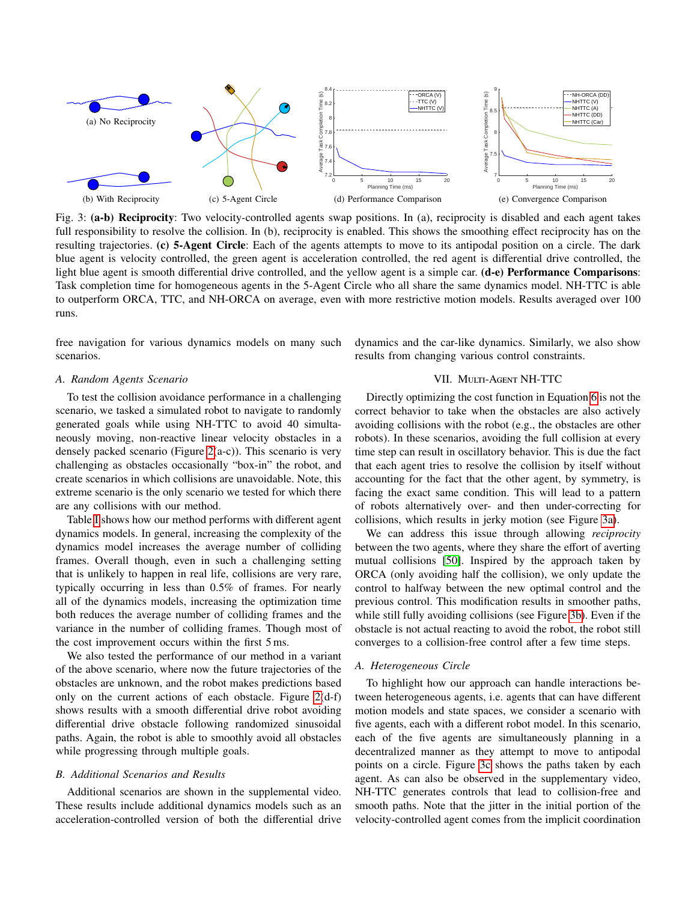(a) No Reciprocity

(b) With Reciprocity

(c) 5-Agent Circle

(d) Performance Comparison

(e) Convergence Comparison

Fig. 3: **(a-b) Reciprocity**: Two velocity-controlled agents swap positions. In (a), reciprocity is disabled and each agent takes full responsibility to resolve the collision. In (b), reciprocity is enabled. This shows the smoothing effect reciprocity has on the resulting trajectories. **(c) 5-Agent Circle**: Each of the agents attempts to move to its antipodal position on a circle. The dark blue agent is velocity controlled, the green agent is acceleration controlled, the red agent is differential drive controlled, the light blue agent is smooth differential drive controlled, and the yellow agent is a simple car. **(d-e) Performance Comparisons**: Task completion time for homogeneous agents in the 5-Agent Circle who all share the same dynamics model. NH-TTC is able to outperform ORCA, TTC, and NH-ORCA on average, even with more restrictive motion models. Results averaged over 100 runs.

free navigation for various dynamics models on many such scenarios.

### A. Random Agents Scenario

To test the collision avoidance performance in a challenging scenario, we tasked a simulated robot to navigate to randomly generated goals while using NH-TTC to avoid 40 simultaneously moving, non-reactive linear velocity obstacles in a densely packed scenario (Figure 2(a-c)). This scenario is very challenging as obstacles occasionally "box-in" the robot, and create scenarios in which collisions are unavoidable. Note, this extreme scenario is the only scenario we tested for which there are any collisions with our method.

Table I shows how our method performs with different agent dynamics models. In general, increasing the complexity of the dynamics model increases the average number of colliding frames. Overall though, even in such a challenging setting that is unlikely to happen in real life, collisions are very rare, typically occurring in less than 0.5% of frames. For nearly all of the dynamics models, increasing the optimization time both reduces the average number of colliding frames and the variance in the number of colliding frames. Though most of the cost improvement occurs within the first 5 ms.

We also tested the performance of our method in a variant of the above scenario, where now the future trajectories of the obstacles are unknown, and the robot makes predictions based only on the current actions of each obstacle. Figure 2(d-f) shows results with a smooth differential drive robot avoiding differential drive obstacle following randomized sinusoidal paths. Again, the robot is able to smoothly avoid all obstacles while progressing through multiple goals.

### B. Additional Scenarios and Results

Additional scenarios are shown in the supplemental video. These results include additional dynamics models such as an acceleration-controlled version of both the differential drive dynamics and the car-like dynamics. Similarly, we also show results from changing various control constraints.

## VII. Multi-Agent NH-TTC

Directly optimizing the cost function in Equation 6 is not the correct behavior to take when the obstacles are also actively avoiding collisions with the robot (e.g., the obstacles are other robots). In these scenarios, avoiding the full collision at every time step can result in oscillatory behavior. This is due the fact that each agent tries to resolve the collision by itself without accounting for the fact that the other agent, by symmetry, is facing the exact same condition. This will lead to a pattern of robots alternatively over- and then under-correcting for collisions, which results in jerky motion (see Figure 3a).

We can address this issue through allowing *reciprocity* between the two agents, where they share the effort of averting mutual collisions [50]. Inspired by the approach taken by ORCA (only avoiding half the collision), we only update the control to halfway between the new optimal control and the previous control. This modification results in smoother paths, while still fully avoiding collisions (see Figure 3b). Even if the obstacle is not actual reacting to avoid the robot, the robot still converges to a collision-free control after a few time steps.

### A. Heterogeneous Circle

To highlight how our approach can handle interactions between heterogeneous agents, i.e. agents that can have different motion models and state spaces, we consider a scenario with five agents, each with a different robot model. In this scenario, each of the five agents are simultaneously planning in a decentralized manner as they attempt to move to antipodal points on a circle. Figure 3c shows the paths taken by each agent. As can also be observed in the supplementary video, NH-TTC generates controls that lead to collision-free and smooth paths. Note that the jitter in the initial portion of the velocity-controlled agent comes from the implicit coordination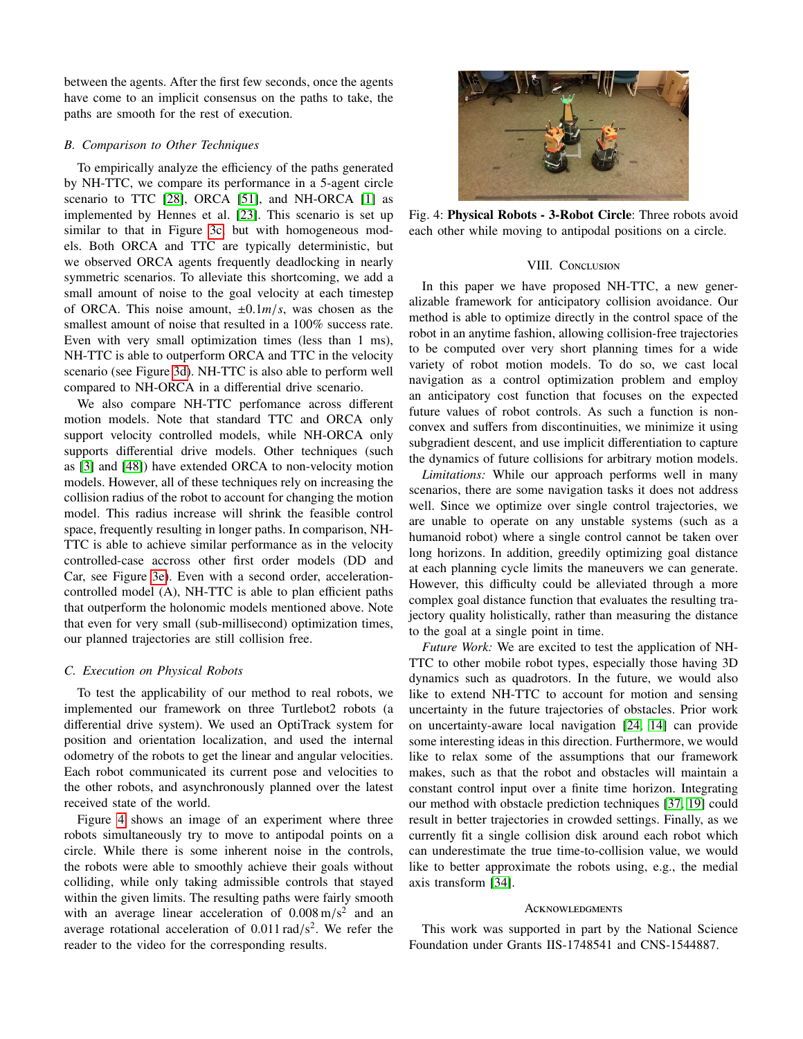between the agents. After the first few seconds, once the agents have come to an implicit consensus on the paths to take, the paths are smooth for the rest of execution.

### B. Comparison to Other Techniques

To empirically analyze the efficiency of the paths generated by NH-TTC, we compare its performance in a 5-agent circle scenario to TTC [28], ORCA [51], and NH-ORCA [1] as implemented by Hennes et al. [23]. This scenario is set up similar to that in Figure 3c, but with homogeneous models. Both ORCA and TTC are typically deterministic, but we observed ORCA agents frequently deadlocking in nearly symmetric scenarios. To alleviate this shortcoming, we add a small amount of noise to the goal velocity at each timestep of ORCA. This noise amount, $\pm 0.1 m/s$, was chosen as the smallest amount of noise that resulted in a 100% success rate. Even with very small optimization times (less than 1 ms), NH-TTC is able to outperform ORCA and TTC in the velocity scenario (see Figure 3d). NH-TTC is also able to perform well compared to NH-ORCA in a differential drive scenario.

We also compare NH-TTC perfomance across different motion models. Note that standard TTC and ORCA only support velocity controlled models, while NH-ORCA only supports differential drive models. Other techniques (such as [3] and [48]) have extended ORCA to non-velocity motion models. However, all of these techniques rely on increasing the collision radius of the robot to account for changing the motion model. This radius increase will shrink the feasible control space, frequently resulting in longer paths. In comparison, NH-TTC is able to achieve similar performance as in the velocity controlled-case accross other first order models (DD and Car, see Figure 3e). Even with a second order, acceleration-controlled model (A), NH-TTC is able to plan efficient paths that outperform the holonomic models mentioned above. Note that even for very small (sub-millisecond) optimization times, our planned trajectories are still collision free.

### C. Execution on Physical Robots

To test the applicability of our method to real robots, we implemented our framework on three Turtlebot2 robots (a differential drive system). We used an OptiTrack system for position and orientation localization, and used the internal odometry of the robots to get the linear and angular velocities. Each robot communicated its current pose and velocities to the other robots, and asynchronously planned over the latest received state of the world.

Figure 4 shows an image of an experiment where three robots simultaneously try to move to antipodal points on a circle. While there is some inherent noise in the controls, the robots were able to smoothly achieve their goals without colliding, while only taking admissible controls that stayed within the given limits. The resulting paths were fairly smooth with an average linear acceleration of $0.008\,\mathrm{m/s^2}$ and an average rotational acceleration of $0.011\,\mathrm{rad/s^2}$. We refer the reader to the video for the corresponding results.

Fig. 4: **Physical Robots - 3-Robot Circle**: Three robots avoid each other while moving to antipodal positions on a circle.

## VIII. Conclusion

In this paper we have proposed NH-TTC, a new generalizable framework for anticipatory collision avoidance. Our method is able to optimize directly in the control space of the robot in an anytime fashion, allowing collision-free trajectories to be computed over very short planning times for a wide variety of robot motion models. To do so, we cast local navigation as a control optimization problem and employ an anticipatory cost function that focuses on the expected future values of robot controls. As such a function is non-convex and suffers from discontinuities, we minimize it using subgradient descent, and use implicit differentiation to capture the dynamics of future collisions for arbitrary motion models.

*Limitations:* While our approach performs well in many scenarios, there are some navigation tasks it does not address well. Since we optimize over single control trajectories, we are unable to operate on any unstable systems (such as a humanoid robot) where a single control cannot be taken over long horizons. In addition, greedily optimizing goal distance at each planning cycle limits the maneuvers we can generate. However, this difficulty could be alleviated through a more complex goal distance function that evaluates the resulting trajectory quality holistically, rather than measuring the distance to the goal at a single point in time.

*Future Work:* We are excited to test the application of NH-TTC to other mobile robot types, especially those having 3D dynamics such as quadrotors. In the future, we would also like to extend NH-TTC to account for motion and sensing uncertainty in the future trajectories of obstacles. Prior work on uncertainty-aware local navigation [24, 14] can provide some interesting ideas in this direction. Furthermore, we would like to relax some of the assumptions that our framework makes, such as that the robot and obstacles will maintain a constant control input over a finite time horizon. Integrating our method with obstacle prediction techniques [37, 19] could result in better trajectories in crowded settings. Finally, as we currently fit a single collision disk around each robot which can underestimate the true time-to-collision value, we would like to better approximate the robots using, e.g., the medial axis transform [34].

## Acknowledgments

This work was supported in part by the National Science Foundation under Grants IIS-1748541 and CNS-1544887.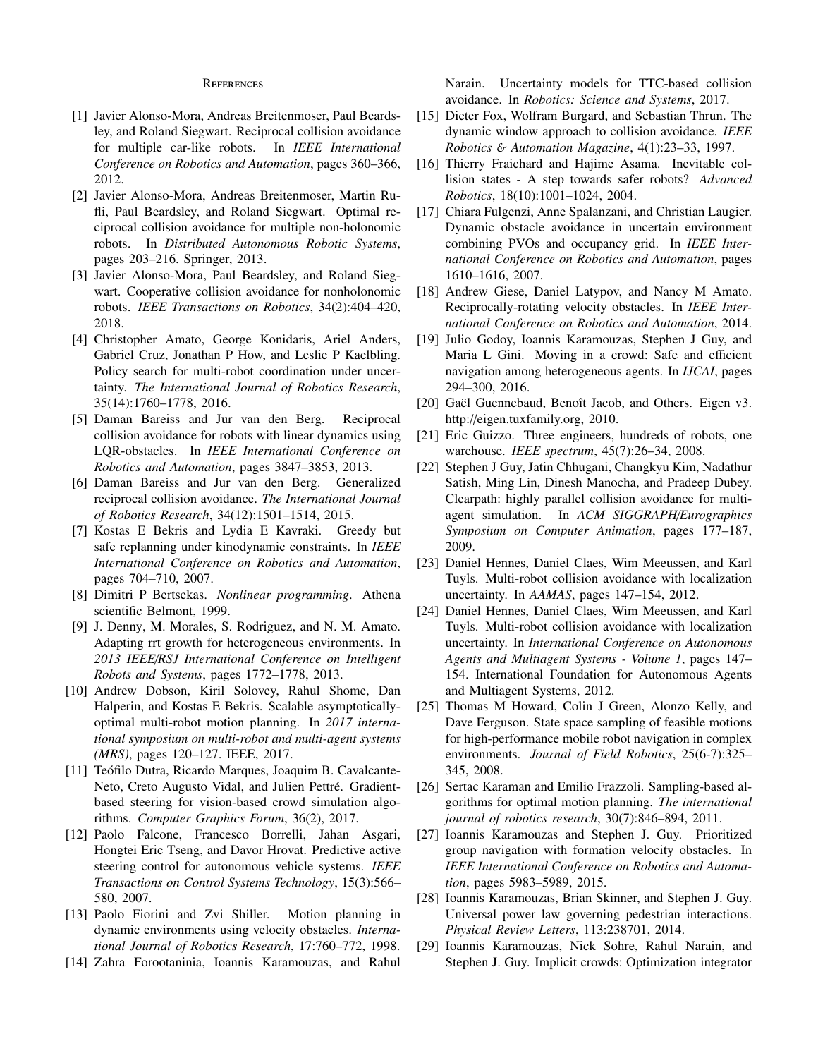# References

[1] Javier Alonso-Mora, Andreas Breitenmoser, Paul Beardsley, and Roland Siegwart. Reciprocal collision avoidance for multiple car-like robots. In *IEEE International Conference on Robotics and Automation*, pages 360–366, 2012.

[2] Javier Alonso-Mora, Andreas Breitenmoser, Martin Rufli, Paul Beardsley, and Roland Siegwart. Optimal reciprocal collision avoidance for multiple non-holonomic robots. In *Distributed Autonomous Robotic Systems*, pages 203–216. Springer, 2013.

[3] Javier Alonso-Mora, Paul Beardsley, and Roland Siegwart. Cooperative collision avoidance for nonholonomic robots. *IEEE Transactions on Robotics*, 34(2):404–420, 2018.

[4] Christopher Amato, George Konidaris, Ariel Anders, Gabriel Cruz, Jonathan P How, and Leslie P Kaelbling. Policy search for multi-robot coordination under uncertainty. *The International Journal of Robotics Research*, 35(14):1760–1778, 2016.

[5] Daman Bareiss and Jur van den Berg. Reciprocal collision avoidance for robots with linear dynamics using LQR-obstacles. In *IEEE International Conference on Robotics and Automation*, pages 3847–3853, 2013.

[6] Daman Bareiss and Jur van den Berg. Generalized reciprocal collision avoidance. *The International Journal of Robotics Research*, 34(12):1501–1514, 2015.

[7] Kostas E Bekris and Lydia E Kavraki. Greedy but safe replanning under kinodynamic constraints. In *IEEE International Conference on Robotics and Automation*, pages 704–710, 2007.

[8] Dimitri P Bertsekas. *Nonlinear programming*. Athena scientific Belmont, 1999.

[9] J. Denny, M. Morales, S. Rodriguez, and N. M. Amato. Adapting rrt growth for heterogeneous environments. In *2013 IEEE/RSJ International Conference on Intelligent Robots and Systems*, pages 1772–1778, 2013.

[10] Andrew Dobson, Kiril Solovey, Rahul Shome, Dan Halperin, and Kostas E Bekris. Scalable asymptotically-optimal multi-robot motion planning. In *2017 international symposium on multi-robot and multi-agent systems (MRS)*, pages 120–127. IEEE, 2017.

[11] Teófilo Dutra, Ricardo Marques, Joaquim B. Cavalcante-Neto, Creto Augusto Vidal, and Julien Pettré. Gradient-based steering for vision-based crowd simulation algorithms. *Computer Graphics Forum*, 36(2), 2017.

[12] Paolo Falcone, Francesco Borrelli, Jahan Asgari, Hongtei Eric Tseng, and Davor Hrovat. Predictive active steering control for autonomous vehicle systems. *IEEE Transactions on Control Systems Technology*, 15(3):566–580, 2007.

[13] Paolo Fiorini and Zvi Shiller. Motion planning in dynamic environments using velocity obstacles. *International Journal of Robotics Research*, 17:760–772, 1998.

[14] Zahra Forootaninia, Ioannis Karamouzas, and Rahul Narain. Uncertainty models for TTC-based collision avoidance. In *Robotics: Science and Systems*, 2017.

[15] Dieter Fox, Wolfram Burgard, and Sebastian Thrun. The dynamic window approach to collision avoidance. *IEEE Robotics & Automation Magazine*, 4(1):23–33, 1997.

[16] Thierry Fraichard and Hajime Asama. Inevitable collision states - A step towards safer robots? *Advanced Robotics*, 18(10):1001–1024, 2004.

[17] Chiara Fulgenzi, Anne Spalanzani, and Christian Laugier. Dynamic obstacle avoidance in uncertain environment combining PVOs and occupancy grid. In *IEEE International Conference on Robotics and Automation*, pages 1610–1616, 2007.

[18] Andrew Giese, Daniel Latypov, and Nancy M Amato. Reciprocally-rotating velocity obstacles. In *IEEE International Conference on Robotics and Automation*, 2014.

[19] Julio Godoy, Ioannis Karamouzas, Stephen J Guy, and Maria L Gini. Moving in a crowd: Safe and efficient navigation among heterogeneous agents. In *IJCAI*, pages 294–300, 2016.

[20] Gaël Guennebaud, Benoît Jacob, and Others. Eigen v3. http://eigen.tuxfamily.org, 2010.

[21] Eric Guizzo. Three engineers, hundreds of robots, one warehouse. *IEEE spectrum*, 45(7):26–34, 2008.

[22] Stephen J Guy, Jatin Chhugani, Changkyu Kim, Nadathur Satish, Ming Lin, Dinesh Manocha, and Pradeep Dubey. Clearpath: highly parallel collision avoidance for multi-agent simulation. In *ACM SIGGRAPH/Eurographics Symposium on Computer Animation*, pages 177–187, 2009.

[23] Daniel Hennes, Daniel Claes, Wim Meeussen, and Karl Tuyls. Multi-robot collision avoidance with localization uncertainty. In *AAMAS*, pages 147–154, 2012.

[24] Daniel Hennes, Daniel Claes, Wim Meeussen, and Karl Tuyls. Multi-robot collision avoidance with localization uncertainty. In *International Conference on Autonomous Agents and Multiagent Systems - Volume 1*, pages 147–154. International Foundation for Autonomous Agents and Multiagent Systems, 2012.

[25] Thomas M Howard, Colin J Green, Alonzo Kelly, and Dave Ferguson. State space sampling of feasible motions for high-performance mobile robot navigation in complex environments. *Journal of Field Robotics*, 25(6-7):325–345, 2008.

[26] Sertac Karaman and Emilio Frazzoli. Sampling-based algorithms for optimal motion planning. *The international journal of robotics research*, 30(7):846–894, 2011.

[27] Ioannis Karamouzas and Stephen J. Guy. Prioritized group navigation with formation velocity obstacles. In *IEEE International Conference on Robotics and Automation*, pages 5983–5989, 2015.

[28] Ioannis Karamouzas, Brian Skinner, and Stephen J. Guy. Universal power law governing pedestrian interactions. *Physical Review Letters*, 113:238701, 2014.

[29] Ioannis Karamouzas, Nick Sohre, Rahul Narain, and Stephen J. Guy. Implicit crowds: Optimization integrator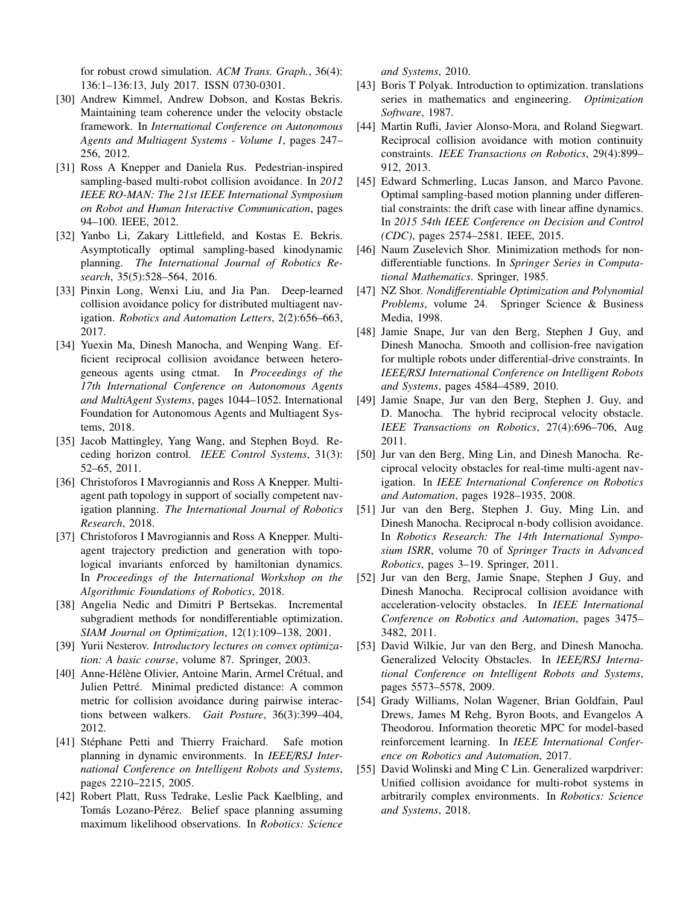for robust crowd simulation. *ACM Trans. Graph.*, 36(4): 136:1–136:13, July 2017. ISSN 0730-0301.

[30] Andrew Kimmel, Andrew Dobson, and Kostas Bekris. Maintaining team coherence under the velocity obstacle framework. In *International Conference on Autonomous Agents and Multiagent Systems - Volume 1*, pages 247–256, 2012.

[31] Ross A Knepper and Daniela Rus. Pedestrian-inspired sampling-based multi-robot collision avoidance. In *2012 IEEE RO-MAN: The 21st IEEE International Symposium on Robot and Human Interactive Communication*, pages 94–100. IEEE, 2012.

[32] Yanbo Li, Zakary Littlefield, and Kostas E. Bekris. Asymptotically optimal sampling-based kinodynamic planning. *The International Journal of Robotics Research*, 35(5):528–564, 2016.

[33] Pinxin Long, Wenxi Liu, and Jia Pan. Deep-learned collision avoidance policy for distributed multiagent navigation. *Robotics and Automation Letters*, 2(2):656–663, 2017.

[34] Yuexin Ma, Dinesh Manocha, and Wenping Wang. Efficient reciprocal collision avoidance between heterogeneous agents using ctmat. In *Proceedings of the 17th International Conference on Autonomous Agents and MultiAgent Systems*, pages 1044–1052. International Foundation for Autonomous Agents and Multiagent Systems, 2018.

[35] Jacob Mattingley, Yang Wang, and Stephen Boyd. Receding horizon control. *IEEE Control Systems*, 31(3): 52–65, 2011.

[36] Christoforos I Mavrogiannis and Ross A Knepper. Multi-agent path topology in support of socially competent navigation planning. *The International Journal of Robotics Research*, 2018.

[37] Christoforos I Mavrogiannis and Ross A Knepper. Multi-agent trajectory prediction and generation with topological invariants enforced by hamiltonian dynamics. In *Proceedings of the International Workshop on the Algorithmic Foundations of Robotics*, 2018.

[38] Angelia Nedic and Dimitri P Bertsekas. Incremental subgradient methods for nondifferentiable optimization. *SIAM Journal on Optimization*, 12(1):109–138, 2001.

[39] Yurii Nesterov. *Introductory lectures on convex optimization: A basic course*, volume 87. Springer, 2003.

[40] Anne-Hélène Olivier, Antoine Marin, Armel Crétual, and Julien Pettré. Minimal predicted distance: A common metric for collision avoidance during pairwise interactions between walkers. *Gait Posture*, 36(3):399–404, 2012.

[41] Stéphane Petti and Thierry Fraichard. Safe motion planning in dynamic environments. In *IEEE/RSJ International Conference on Intelligent Robots and Systems*, pages 2210–2215, 2005.

[42] Robert Platt, Russ Tedrake, Leslie Pack Kaelbling, and Tomás Lozano-Pérez. Belief space planning assuming maximum likelihood observations. In *Robotics: Science and Systems*, 2010.

[43] Boris T Polyak. Introduction to optimization. translations series in mathematics and engineering. *Optimization Software*, 1987.

[44] Martin Rufli, Javier Alonso-Mora, and Roland Siegwart. Reciprocal collision avoidance with motion continuity constraints. *IEEE Transactions on Robotics*, 29(4):899–912, 2013.

[45] Edward Schmerling, Lucas Janson, and Marco Pavone. Optimal sampling-based motion planning under differential constraints: the drift case with linear affine dynamics. In *2015 54th IEEE Conference on Decision and Control (CDC)*, pages 2574–2581. IEEE, 2015.

[46] Naum Zuselevich Shor. Minimization methods for non-differentiable functions. In *Springer Series in Computational Mathematics*. Springer, 1985.

[47] NZ Shor. *Nondifferentiable Optimization and Polynomial Problems*, volume 24. Springer Science & Business Media, 1998.

[48] Jamie Snape, Jur van den Berg, Stephen J Guy, and Dinesh Manocha. Smooth and collision-free navigation for multiple robots under differential-drive constraints. In *IEEE/RSJ International Conference on Intelligent Robots and Systems*, pages 4584–4589, 2010.

[49] Jamie Snape, Jur van den Berg, Stephen J. Guy, and D. Manocha. The hybrid reciprocal velocity obstacle. *IEEE Transactions on Robotics*, 27(4):696–706, Aug 2011.

[50] Jur van den Berg, Ming Lin, and Dinesh Manocha. Reciprocal velocity obstacles for real-time multi-agent navigation. In *IEEE International Conference on Robotics and Automation*, pages 1928–1935, 2008.

[51] Jur van den Berg, Stephen J. Guy, Ming Lin, and Dinesh Manocha. Reciprocal n-body collision avoidance. In *Robotics Research: The 14th International Symposium ISRR*, volume 70 of *Springer Tracts in Advanced Robotics*, pages 3–19. Springer, 2011.

[52] Jur van den Berg, Jamie Snape, Stephen J Guy, and Dinesh Manocha. Reciprocal collision avoidance with acceleration-velocity obstacles. In *IEEE International Conference on Robotics and Automation*, pages 3475–3482, 2011.

[53] David Wilkie, Jur van den Berg, and Dinesh Manocha. Generalized Velocity Obstacles. In *IEEE/RSJ International Conference on Intelligent Robots and Systems*, pages 5573–5578, 2009.

[54] Grady Williams, Nolan Wagener, Brian Goldfain, Paul Drews, James M Rehg, Byron Boots, and Evangelos A Theodorou. Information theoretic MPC for model-based reinforcement learning. In *IEEE International Conference on Robotics and Automation*, 2017.

[55] David Wolinski and Ming C Lin. Generalized warpdriver: Unified collision avoidance for multi-robot systems in arbitrarily complex environments. In *Robotics: Science and Systems*, 2018.